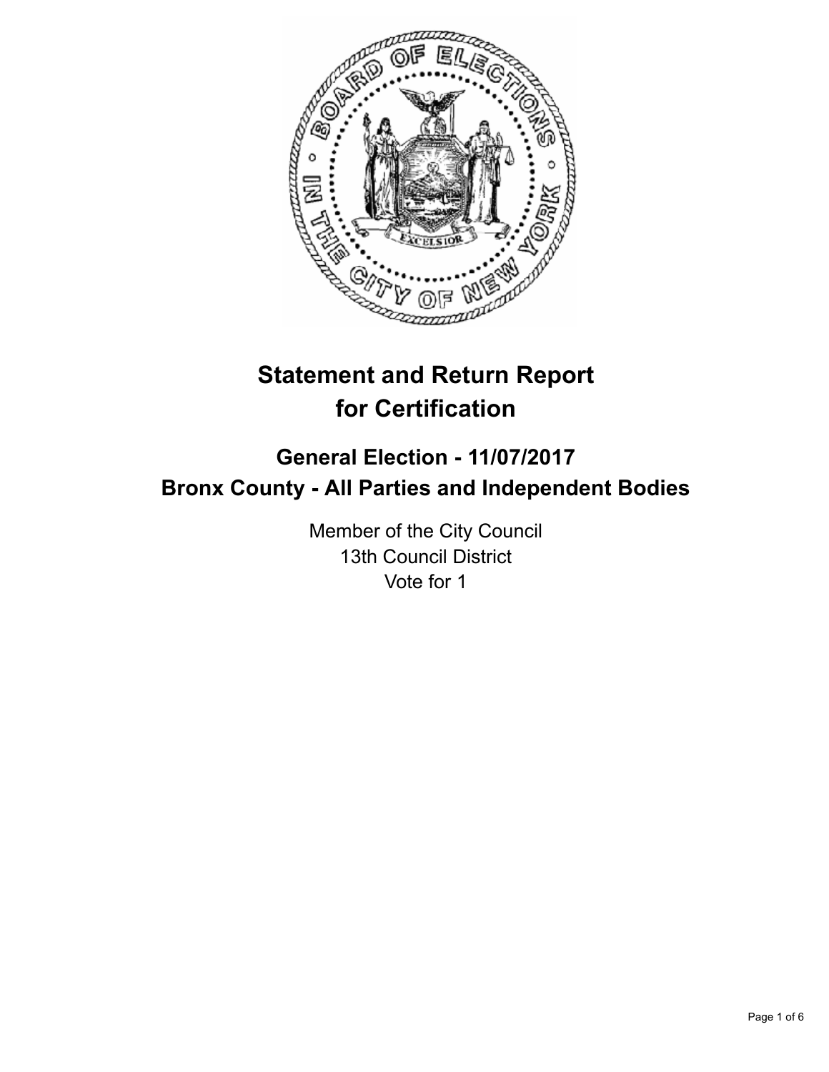# Statement and Return Report for Certification

## General Election - 11/07/2017
## Bronx County - All Parties and Independent Bodies

Member of the City Council
13th Council District
Vote for 1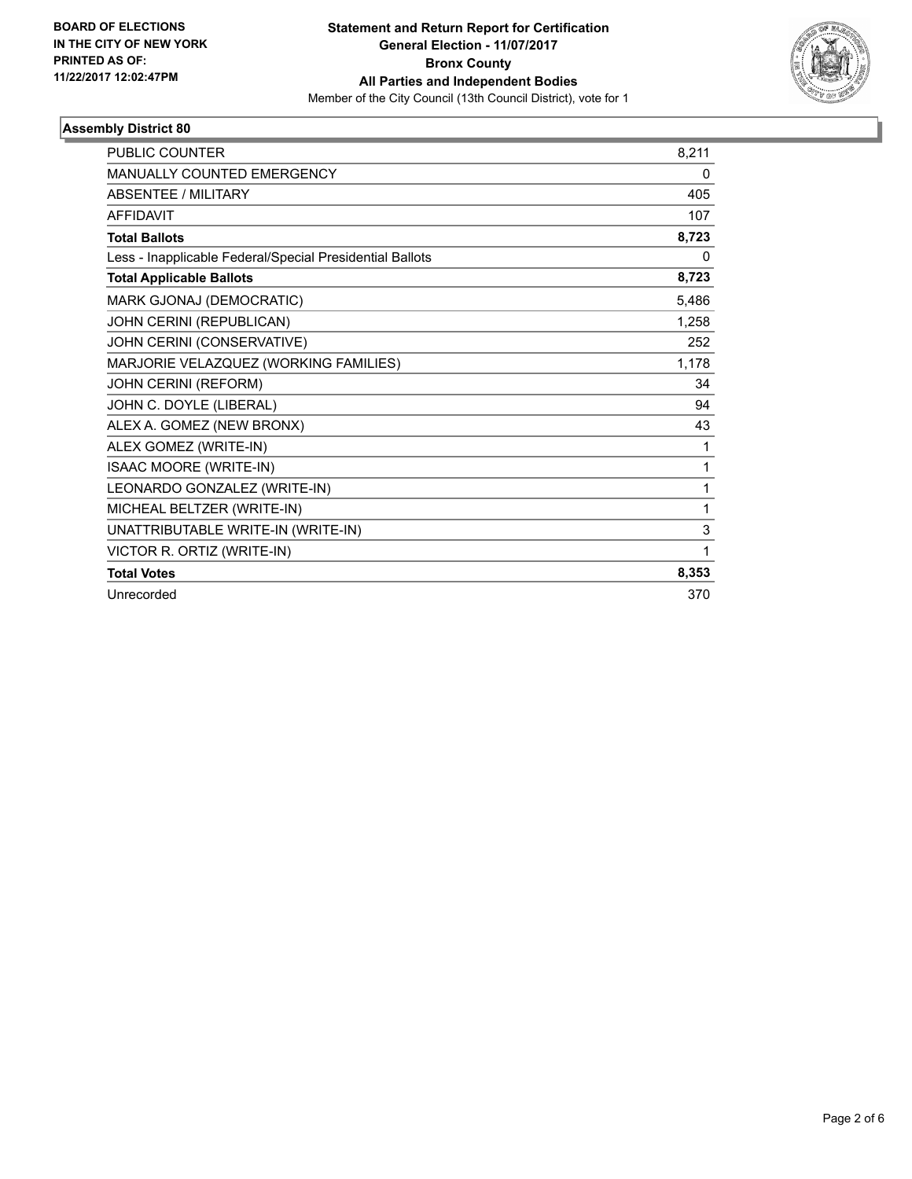**BOARD OF ELECTIONS IN THE CITY OF NEW YORK PRINTED AS OF: 11/22/2017 12:02:47PM**

**Statement and Return Report for Certification**
**General Election - 11/07/2017**
**Bronx County**
**All Parties and Independent Bodies**
Member of the City Council (13th Council District), vote for 1

### Assembly District 80

| | |
|---|---|
| PUBLIC COUNTER | 8,211 |
| MANUALLY COUNTED EMERGENCY | 0 |
| ABSENTEE / MILITARY | 405 |
| AFFIDAVIT | 107 |
| **Total Ballots** | **8,723** |
| Less - Inapplicable Federal/Special Presidential Ballots | 0 |
| **Total Applicable Ballots** | **8,723** |
| MARK GJONAJ (DEMOCRATIC) | 5,486 |
| JOHN CERINI (REPUBLICAN) | 1,258 |
| JOHN CERINI (CONSERVATIVE) | 252 |
| MARJORIE VELAZQUEZ (WORKING FAMILIES) | 1,178 |
| JOHN CERINI (REFORM) | 34 |
| JOHN C. DOYLE (LIBERAL) | 94 |
| ALEX A. GOMEZ (NEW BRONX) | 43 |
| ALEX GOMEZ (WRITE-IN) | 1 |
| ISAAC MOORE (WRITE-IN) | 1 |
| LEONARDO GONZALEZ (WRITE-IN) | 1 |
| MICHEAL BELTZER (WRITE-IN) | 1 |
| UNATTRIBUTABLE WRITE-IN (WRITE-IN) | 3 |
| VICTOR R. ORTIZ (WRITE-IN) | 1 |
| **Total Votes** | **8,353** |
| Unrecorded | 370 |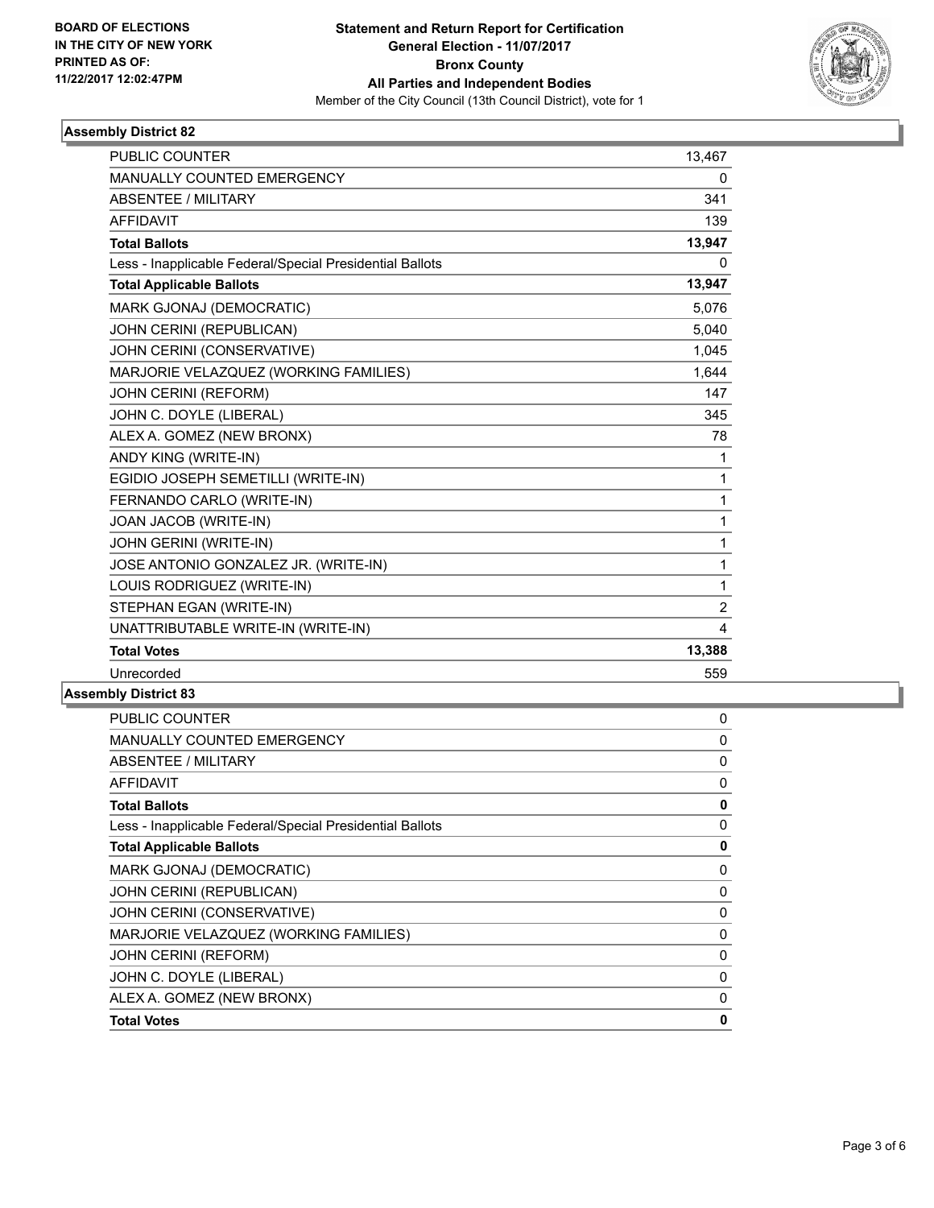**BOARD OF ELECTIONS IN THE CITY OF NEW YORK PRINTED AS OF: 11/22/2017 12:02:47PM**

**Statement and Return Report for Certification**
**General Election - 11/07/2017**
**Bronx County**
**All Parties and Independent Bodies**
Member of the City Council (13th Council District), vote for 1

## Assembly District 82

| | |
|---|---|
| PUBLIC COUNTER | 13,467 |
| MANUALLY COUNTED EMERGENCY | 0 |
| ABSENTEE / MILITARY | 341 |
| AFFIDAVIT | 139 |
| **Total Ballots** | **13,947** |
| Less - Inapplicable Federal/Special Presidential Ballots | 0 |
| **Total Applicable Ballots** | **13,947** |
| MARK GJONAJ (DEMOCRATIC) | 5,076 |
| JOHN CERINI (REPUBLICAN) | 5,040 |
| JOHN CERINI (CONSERVATIVE) | 1,045 |
| MARJORIE VELAZQUEZ (WORKING FAMILIES) | 1,644 |
| JOHN CERINI (REFORM) | 147 |
| JOHN C. DOYLE (LIBERAL) | 345 |
| ALEX A. GOMEZ (NEW BRONX) | 78 |
| ANDY KING (WRITE-IN) | 1 |
| EGIDIO JOSEPH SEMETILLI (WRITE-IN) | 1 |
| FERNANDO CARLO (WRITE-IN) | 1 |
| JOAN JACOB (WRITE-IN) | 1 |
| JOHN GERINI (WRITE-IN) | 1 |
| JOSE ANTONIO GONZALEZ JR. (WRITE-IN) | 1 |
| LOUIS RODRIGUEZ (WRITE-IN) | 1 |
| STEPHAN EGAN (WRITE-IN) | 2 |
| UNATTRIBUTABLE WRITE-IN (WRITE-IN) | 4 |
| **Total Votes** | **13,388** |
| Unrecorded | 559 |

## Assembly District 83

| | |
|---|---|
| PUBLIC COUNTER | 0 |
| MANUALLY COUNTED EMERGENCY | 0 |
| ABSENTEE / MILITARY | 0 |
| AFFIDAVIT | 0 |
| **Total Ballots** | **0** |
| Less - Inapplicable Federal/Special Presidential Ballots | 0 |
| **Total Applicable Ballots** | **0** |
| MARK GJONAJ (DEMOCRATIC) | 0 |
| JOHN CERINI (REPUBLICAN) | 0 |
| JOHN CERINI (CONSERVATIVE) | 0 |
| MARJORIE VELAZQUEZ (WORKING FAMILIES) | 0 |
| JOHN CERINI (REFORM) | 0 |
| JOHN C. DOYLE (LIBERAL) | 0 |
| ALEX A. GOMEZ (NEW BRONX) | 0 |
| **Total Votes** | **0** |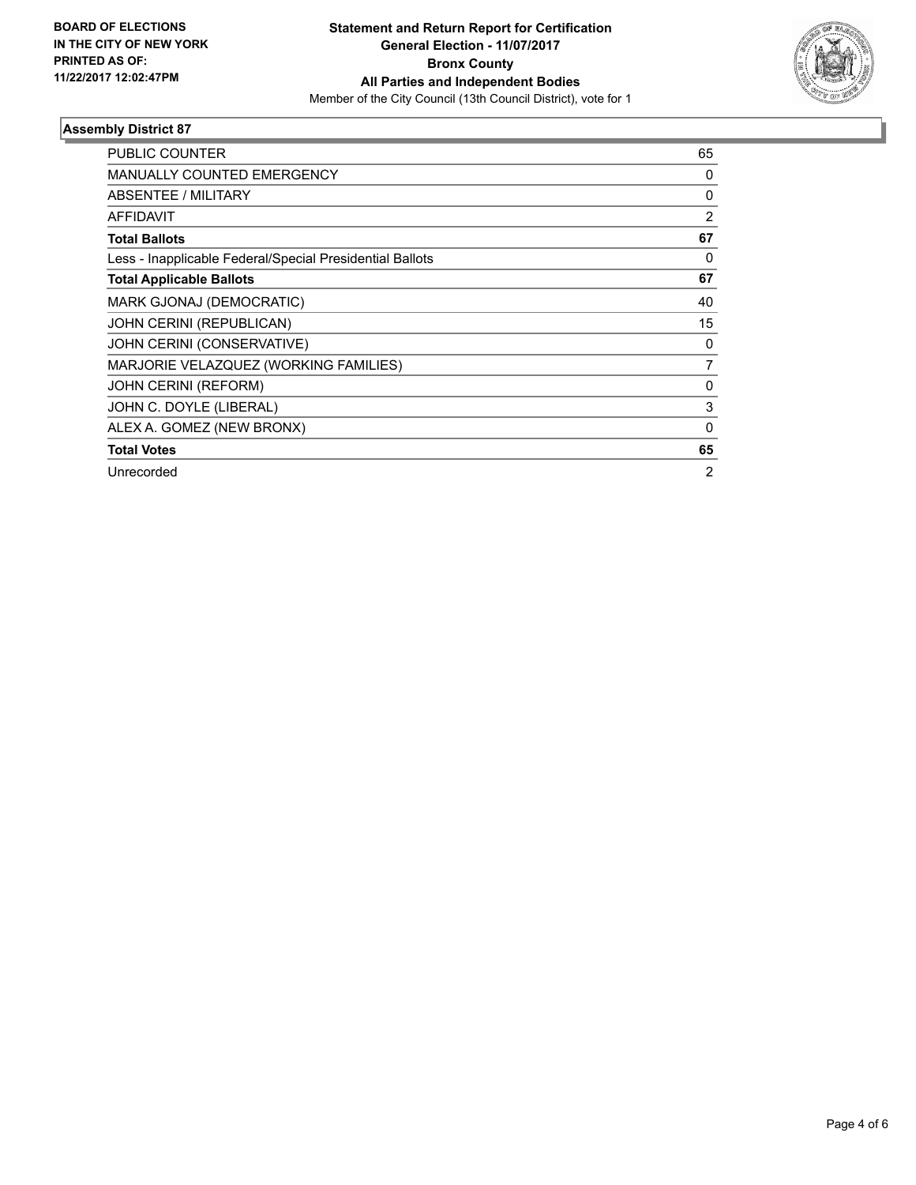BOARD OF ELECTIONS
IN THE CITY OF NEW YORK
PRINTED AS OF:
11/22/2017 12:02:47PM

**Statement and Return Report for Certification**
**General Election - 11/07/2017**
**Bronx County**
**All Parties and Independent Bodies**
Member of the City Council (13th Council District), vote for 1

### Assembly District 87

| | |
|---|---|
| PUBLIC COUNTER | 65 |
| MANUALLY COUNTED EMERGENCY | 0 |
| ABSENTEE / MILITARY | 0 |
| AFFIDAVIT | 2 |
| **Total Ballots** | **67** |
| Less - Inapplicable Federal/Special Presidential Ballots | 0 |
| **Total Applicable Ballots** | **67** |
| MARK GJONAJ (DEMOCRATIC) | 40 |
| JOHN CERINI (REPUBLICAN) | 15 |
| JOHN CERINI (CONSERVATIVE) | 0 |
| MARJORIE VELAZQUEZ (WORKING FAMILIES) | 7 |
| JOHN CERINI (REFORM) | 0 |
| JOHN C. DOYLE (LIBERAL) | 3 |
| ALEX A. GOMEZ (NEW BRONX) | 0 |
| **Total Votes** | **65** |
| Unrecorded | 2 |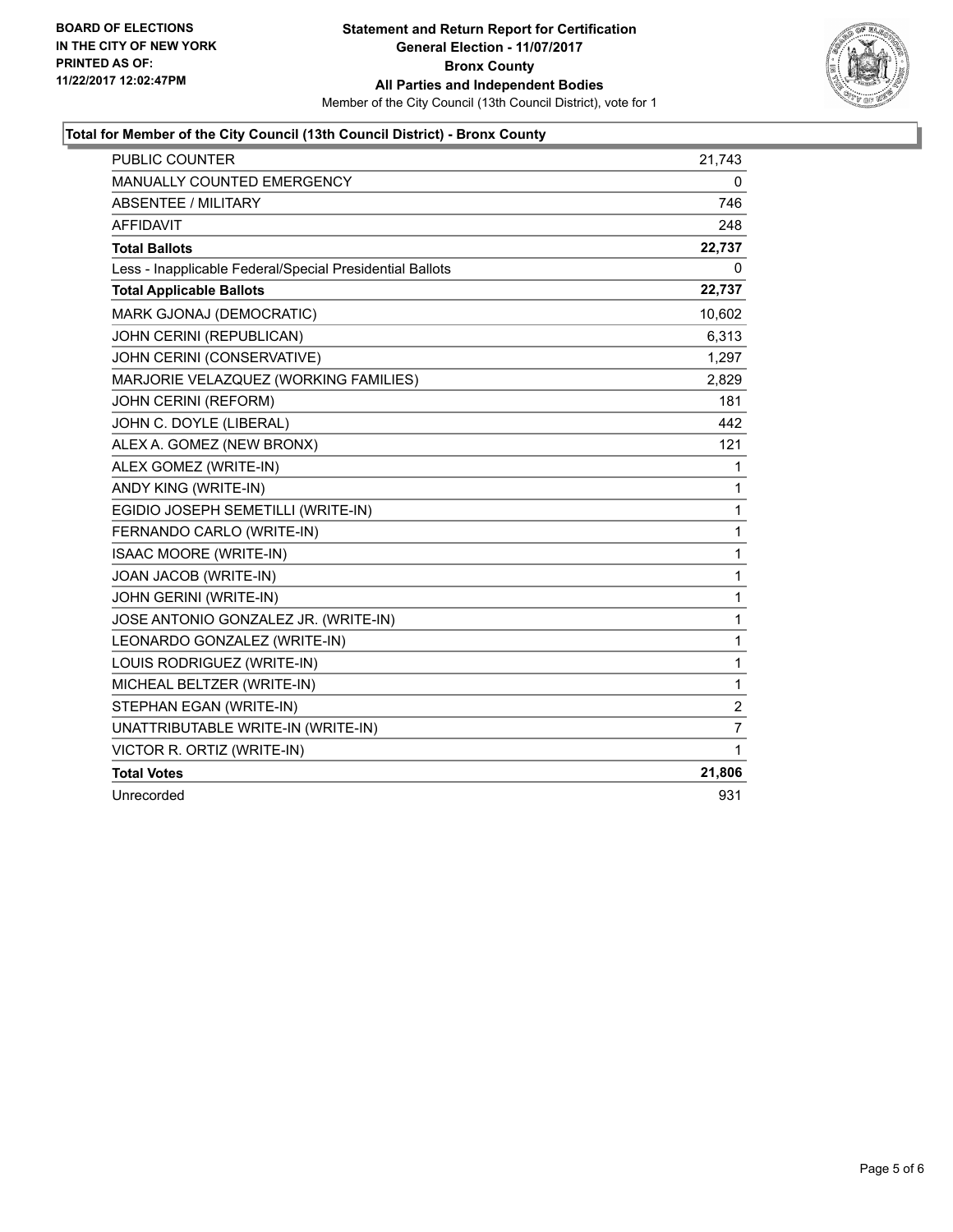**BOARD OF ELECTIONS**
**IN THE CITY OF NEW YORK**
**PRINTED AS OF:**
**11/22/2017 12:02:47PM**

**Statement and Return Report for Certification**
**General Election - 11/07/2017**
**Bronx County**
**All Parties and Independent Bodies**
Member of the City Council (13th Council District), vote for 1

### Total for Member of the City Council (13th Council District) - Bronx County

| | |
|---|---|
| PUBLIC COUNTER | 21,743 |
| MANUALLY COUNTED EMERGENCY | 0 |
| ABSENTEE / MILITARY | 746 |
| AFFIDAVIT | 248 |
| **Total Ballots** | **22,737** |
| Less - Inapplicable Federal/Special Presidential Ballots | 0 |
| **Total Applicable Ballots** | **22,737** |
| MARK GJONAJ (DEMOCRATIC) | 10,602 |
| JOHN CERINI (REPUBLICAN) | 6,313 |
| JOHN CERINI (CONSERVATIVE) | 1,297 |
| MARJORIE VELAZQUEZ (WORKING FAMILIES) | 2,829 |
| JOHN CERINI (REFORM) | 181 |
| JOHN C. DOYLE (LIBERAL) | 442 |
| ALEX A. GOMEZ (NEW BRONX) | 121 |
| ALEX GOMEZ (WRITE-IN) | 1 |
| ANDY KING (WRITE-IN) | 1 |
| EGIDIO JOSEPH SEMETILLI (WRITE-IN) | 1 |
| FERNANDO CARLO (WRITE-IN) | 1 |
| ISAAC MOORE (WRITE-IN) | 1 |
| JOAN JACOB (WRITE-IN) | 1 |
| JOHN GERINI (WRITE-IN) | 1 |
| JOSE ANTONIO GONZALEZ JR. (WRITE-IN) | 1 |
| LEONARDO GONZALEZ (WRITE-IN) | 1 |
| LOUIS RODRIGUEZ (WRITE-IN) | 1 |
| MICHEAL BELTZER (WRITE-IN) | 1 |
| STEPHAN EGAN (WRITE-IN) | 2 |
| UNATTRIBUTABLE WRITE-IN (WRITE-IN) | 7 |
| VICTOR R. ORTIZ (WRITE-IN) | 1 |
| **Total Votes** | **21,806** |
| Unrecorded | 931 |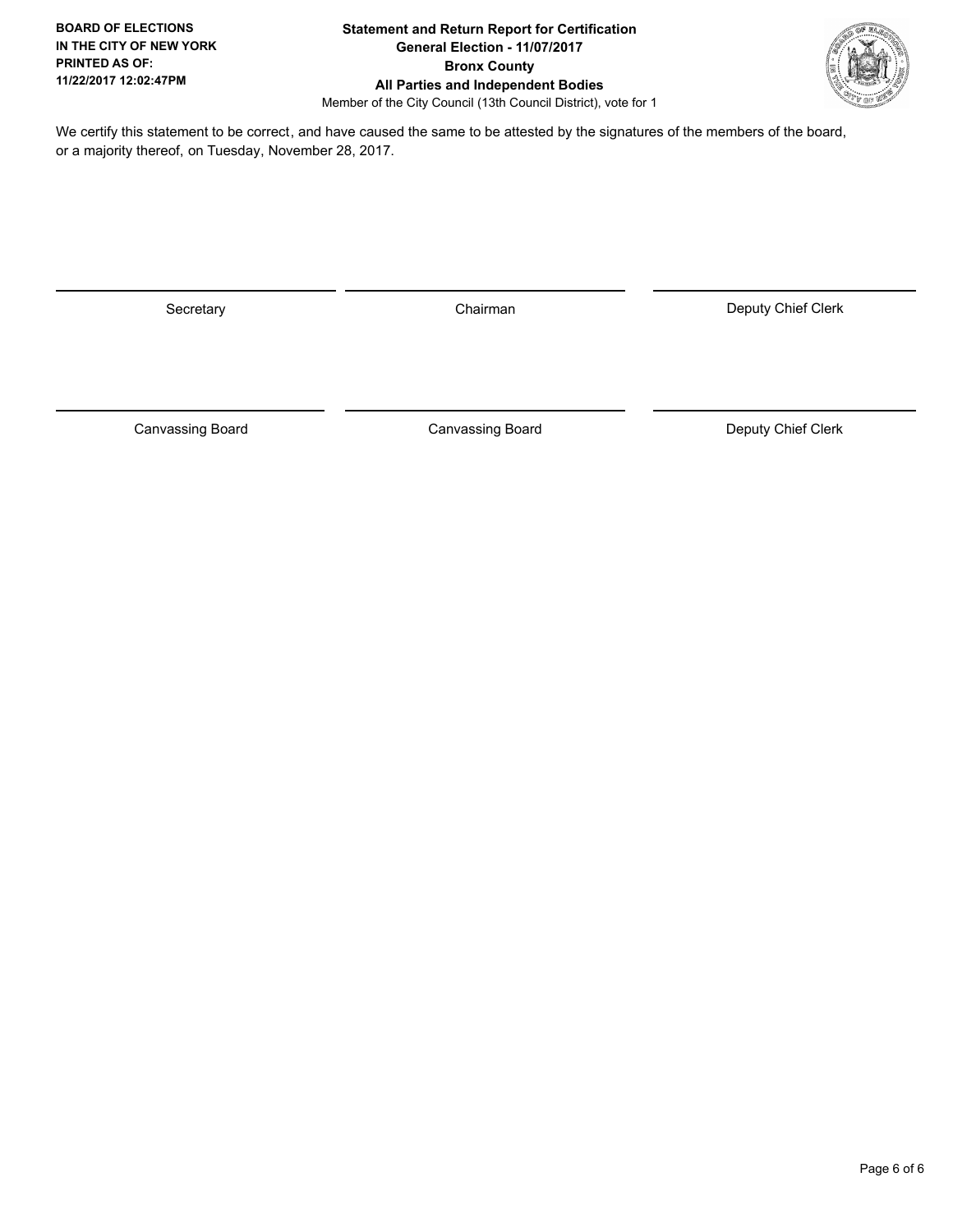We certify this statement to be correct, and have caused the same to be attested by the signatures of the members of the board, or a majority thereof, on Tuesday, November 28, 2017.

| | | |
|---|---|---|
| Secretary | Chairman | Deputy Chief Clerk |
| Canvassing Board | Canvassing Board | Deputy Chief Clerk |